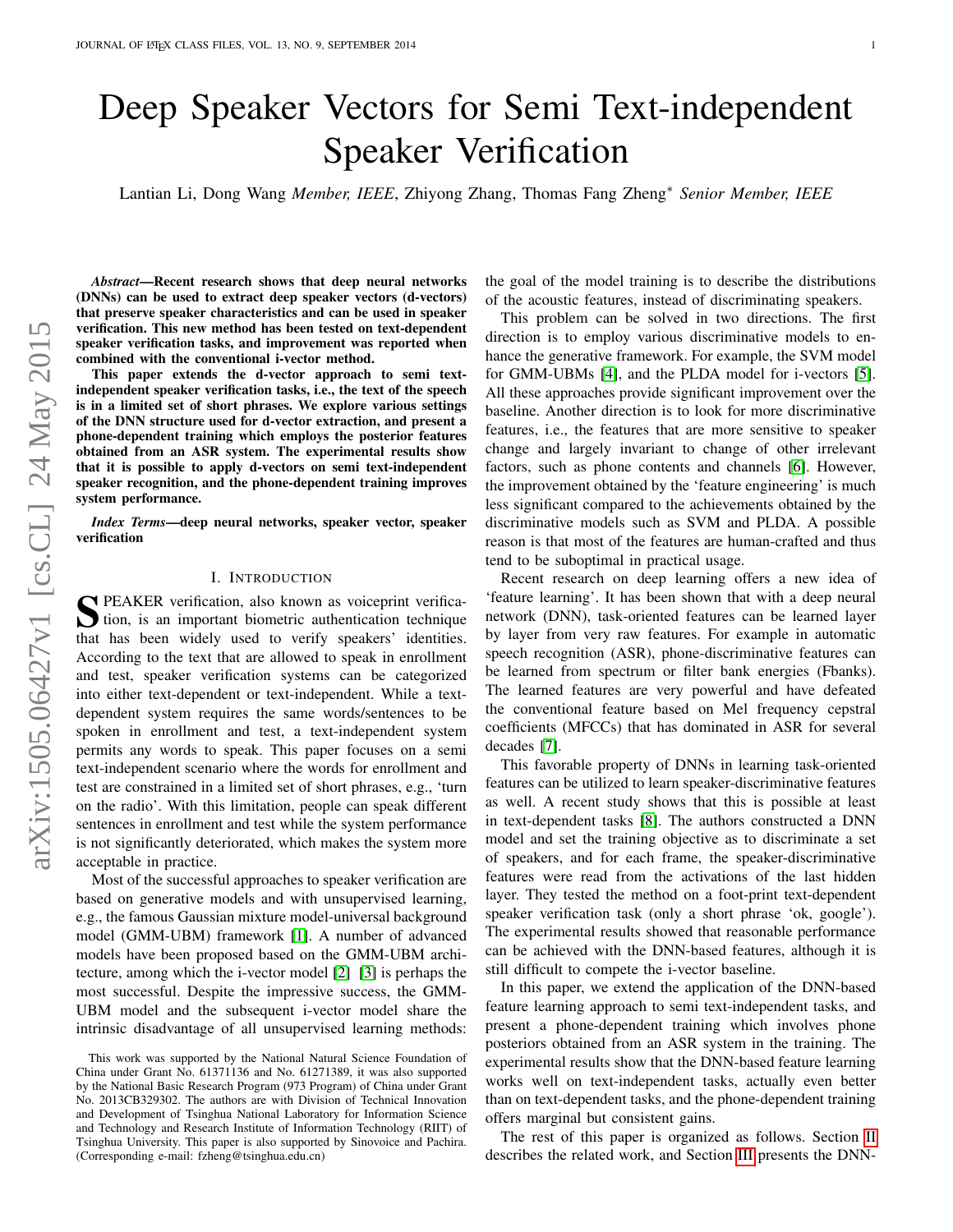# Deep Speaker Vectors for Semi Text-independent Speaker Verification

Lantian Li, Dong Wang *Member, IEEE*, Zhiyong Zhang, Thomas Fang Zheng* *Senior Member, IEEE*

***Abstract*—Recent research shows that deep neural networks (DNNs) can be used to extract deep speaker vectors (d-vectors) that preserve speaker characteristics and can be used in speaker verification. This new method has been tested on text-dependent speaker verification tasks, and improvement was reported when combined with the conventional i-vector method.**

**This paper extends the d-vector approach to semi text-independent speaker verification tasks, i.e., the text of the speech is in a limited set of short phrases. We explore various settings of the DNN structure used for d-vector extraction, and present a phone-dependent training which employs the posterior features obtained from an ASR system. The experimental results show that it is possible to apply d-vectors on semi text-independent speaker recognition, and the phone-dependent training improves system performance.**

***Index Terms*—deep neural networks, speaker vector, speaker verification**

## I. Introduction

Speaker verification, also known as voiceprint verification, is an important biometric authentication technique that has been widely used to verify speakers' identities. According to the text that are allowed to speak in enrollment and test, speaker verification systems can be categorized into either text-dependent or text-independent. While a text-dependent system requires the same words/sentences to be spoken in enrollment and test, a text-independent system permits any words to speak. This paper focuses on a semi text-independent scenario where the words for enrollment and test are constrained in a limited set of short phrases, e.g., 'turn on the radio'. With this limitation, people can speak different sentences in enrollment and test while the system performance is not significantly deteriorated, which makes the system more acceptable in practice.

Most of the successful approaches to speaker verification are based on generative models and with unsupervised learning, e.g., the famous Gaussian mixture model-universal background model (GMM-UBM) framework [1]. A number of advanced models have been proposed based on the GMM-UBM architecture, among which the i-vector model [2] [3] is perhaps the most successful. Despite the impressive success, the GMM-UBM model and the subsequent i-vector model share the intrinsic disadvantage of all unsupervised learning methods: the goal of the model training is to describe the distributions of the acoustic features, instead of discriminating speakers.

This problem can be solved in two directions. The first direction is to employ various discriminative models to enhance the generative framework. For example, the SVM model for GMM-UBMs [4], and the PLDA model for i-vectors [5]. All these approaches provide significant improvement over the baseline. Another direction is to look for more discriminative features, i.e., the features that are more sensitive to speaker change and largely invariant to change of other irrelevant factors, such as phone contents and channels [6]. However, the improvement obtained by the 'feature engineering' is much less significant compared to the achievements obtained by the discriminative models such as SVM and PLDA. A possible reason is that most of the features are human-crafted and thus tend to be suboptimal in practical usage.

Recent research on deep learning offers a new idea of 'feature learning'. It has been shown that with a deep neural network (DNN), task-oriented features can be learned layer by layer from very raw features. For example in automatic speech recognition (ASR), phone-discriminative features can be learned from spectrum or filter bank energies (Fbanks). The learned features are very powerful and have defeated the conventional feature based on Mel frequency cepstral coefficients (MFCCs) that has dominated in ASR for several decades [7].

This favorable property of DNNs in learning task-oriented features can be utilized to learn speaker-discriminative features as well. A recent study shows that this is possible at least in text-dependent tasks [8]. The authors constructed a DNN model and set the training objective as to discriminate a set of speakers, and for each frame, the speaker-discriminative features were read from the activations of the last hidden layer. They tested the method on a foot-print text-dependent speaker verification task (only a short phrase 'ok, google'). The experimental results showed that reasonable performance can be achieved with the DNN-based features, although it is still difficult to compete the i-vector baseline.

In this paper, we extend the application of the DNN-based feature learning approach to semi text-independent tasks, and present a phone-dependent training which involves phone posteriors obtained from an ASR system in the training. The experimental results show that the DNN-based feature learning works well on text-independent tasks, actually even better than on text-dependent tasks, and the phone-dependent training offers marginal but consistent gains.

The rest of this paper is organized as follows. Section II describes the related work, and Section III presents the DNN-

This work was supported by the National Natural Science Foundation of China under Grant No. 61371136 and No. 61271389, it was also supported by the National Basic Research Program (973 Program) of China under Grant No. 2013CB329302. The authors are with Division of Technical Innovation and Development of Tsinghua National Laboratory for Information Science and Technology and Research Institute of Information Technology (RIIT) of Tsinghua University. This paper is also supported by Sinovoice and Pachira. (Corresponding e-mail: fzheng@tsinghua.edu.cn)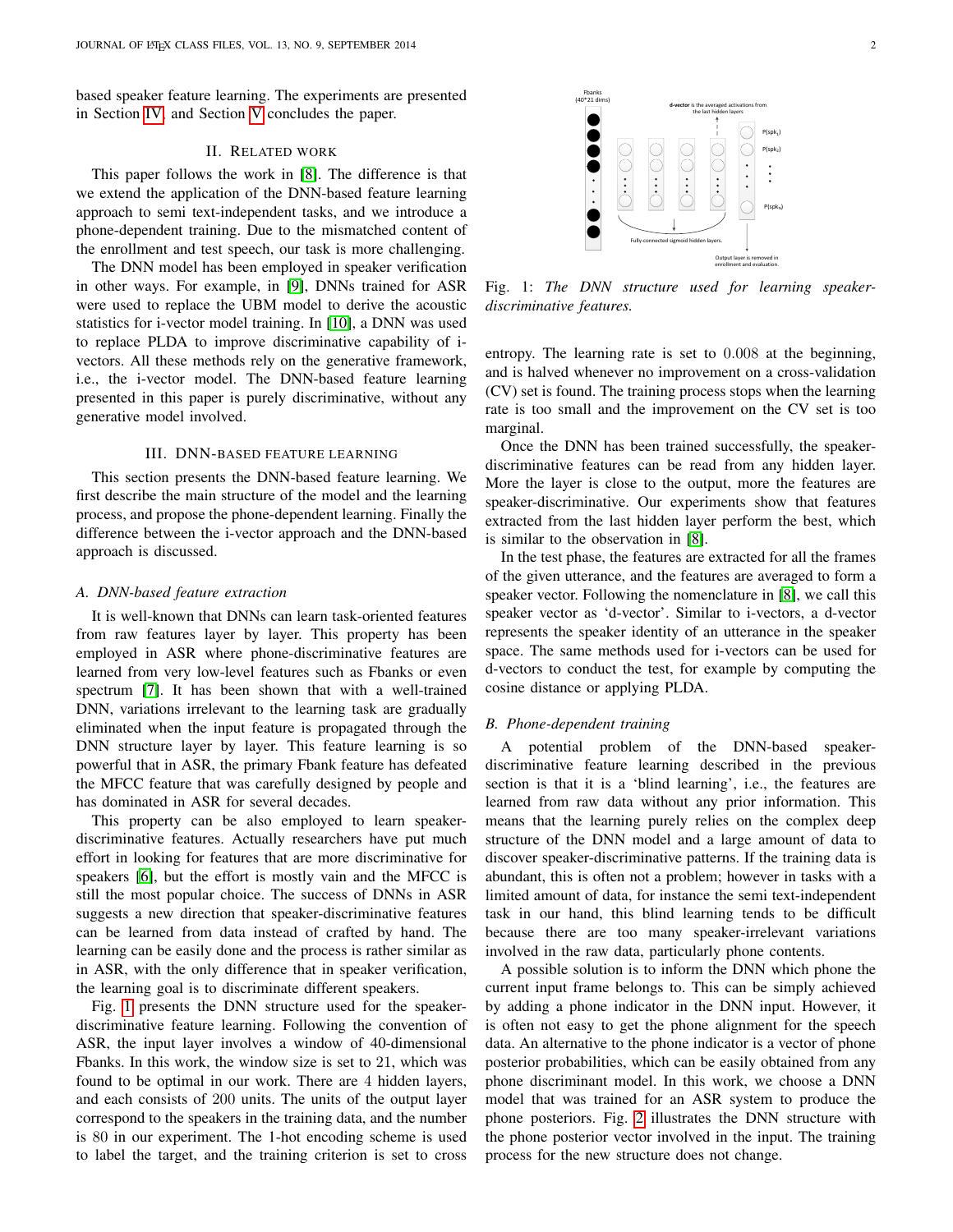based speaker feature learning. The experiments are presented in Section IV, and Section V concludes the paper.

## II. Related work

This paper follows the work in [8]. The difference is that we extend the application of the DNN-based feature learning approach to semi text-independent tasks, and we introduce a phone-dependent training. Due to the mismatched content of the enrollment and test speech, our task is more challenging.

The DNN model has been employed in speaker verification in other ways. For example, in [9], DNNs trained for ASR were used to replace the UBM model to derive the acoustic statistics for i-vector model training. In [10], a DNN was used to replace PLDA to improve discriminative capability of i-vectors. All these methods rely on the generative framework, i.e., the i-vector model. The DNN-based feature learning presented in this paper is purely discriminative, without any generative model involved.

## III. DNN-based feature learning

This section presents the DNN-based feature learning. We first describe the main structure of the model and the learning process, and propose the phone-dependent learning. Finally the difference between the i-vector approach and the DNN-based approach is discussed.

### A. DNN-based feature extraction

It is well-known that DNNs can learn task-oriented features from raw features layer by layer. This property has been employed in ASR where phone-discriminative features are learned from very low-level features such as Fbanks or even spectrum [7]. It has been shown that with a well-trained DNN, variations irrelevant to the learning task are gradually eliminated when the input feature is propagated through the DNN structure layer by layer. This feature learning is so powerful that in ASR, the primary Fbank feature has defeated the MFCC feature that was carefully designed by people and has dominated in ASR for several decades.

This property can be also employed to learn speaker-discriminative features. Actually researchers have put much effort in looking for features that are more discriminative for speakers [6], but the effort is mostly vain and the MFCC is still the most popular choice. The success of DNNs in ASR suggests a new direction that speaker-discriminative features can be learned from data instead of crafted by hand. The learning can be easily done and the process is rather similar as in ASR, with the only difference that in speaker verification, the learning goal is to discriminate different speakers.

Fig. 1 presents the DNN structure used for the speaker-discriminative feature learning. Following the convention of ASR, the input layer involves a window of 40-dimensional Fbanks. In this work, the window size is set to 21, which was found to be optimal in our work. There are 4 hidden layers, and each consists of 200 units. The units of the output layer correspond to the speakers in the training data, and the number is 80 in our experiment. The 1-hot encoding scheme is used to label the target, and the training criterion is set to cross entropy. The learning rate is set to 0.008 at the beginning, and is halved whenever no improvement on a cross-validation (CV) set is found. The training process stops when the learning rate is too small and the improvement on the CV set is too marginal.

Fig. 1: *The DNN structure used for learning speaker-discriminative features.*

Once the DNN has been trained successfully, the speaker-discriminative features can be read from any hidden layer. More the layer is close to the output, more the features are speaker-discriminative. Our experiments show that features extracted from the last hidden layer perform the best, which is similar to the observation in [8].

In the test phase, the features are extracted for all the frames of the given utterance, and the features are averaged to form a speaker vector. Following the nomenclature in [8], we call this speaker vector as 'd-vector'. Similar to i-vectors, a d-vector represents the speaker identity of an utterance in the speaker space. The same methods used for i-vectors can be used for d-vectors to conduct the test, for example by computing the cosine distance or applying PLDA.

### B. Phone-dependent training

A potential problem of the DNN-based speaker-discriminative feature learning described in the previous section is that it is a 'blind learning', i.e., the features are learned from raw data without any prior information. This means that the learning purely relies on the complex deep structure of the DNN model and a large amount of data to discover speaker-discriminative patterns. If the training data is abundant, this is often not a problem; however in tasks with a limited amount of data, for instance the semi text-independent task in our hand, this blind learning tends to be difficult because there are too many speaker-irrelevant variations involved in the raw data, particularly phone contents.

A possible solution is to inform the DNN which phone the current input frame belongs to. This can be simply achieved by adding a phone indicator in the DNN input. However, it is often not easy to get the phone alignment for the speech data. An alternative to the phone indicator is a vector of phone posterior probabilities, which can be easily obtained from any phone discriminant model. In this work, we choose a DNN model that was trained for an ASR system to produce the phone posteriors. Fig. 2 illustrates the DNN structure with the phone posterior vector involved in the input. The training process for the new structure does not change.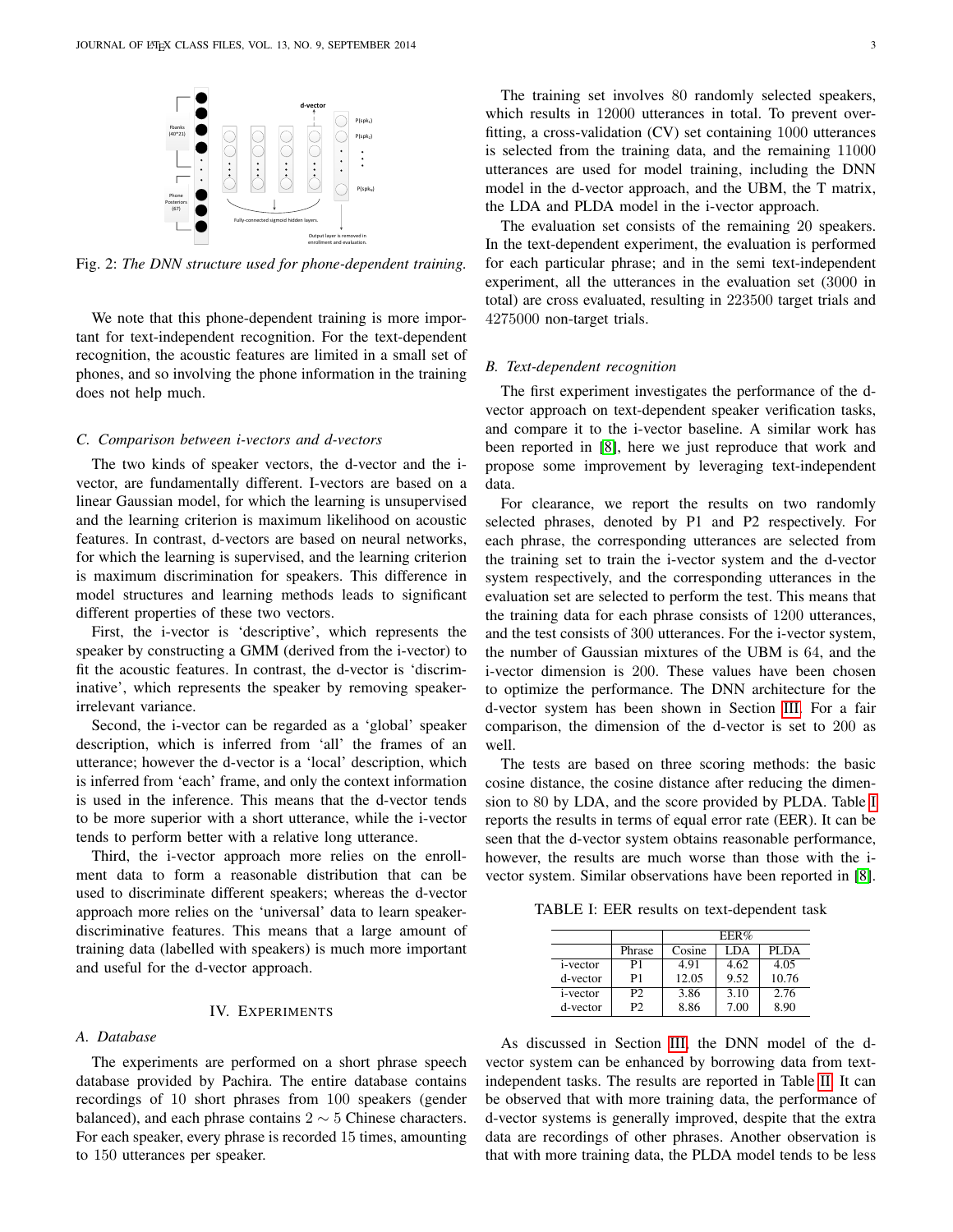Fig. 2: *The DNN structure used for phone-dependent training.*

We note that this phone-dependent training is more important for text-independent recognition. For the text-dependent recognition, the acoustic features are limited in a small set of phones, and so involving the phone information in the training does not help much.

### C. Comparison between i-vectors and d-vectors

The two kinds of speaker vectors, the d-vector and the i-vector, are fundamentally different. I-vectors are based on a linear Gaussian model, for which the learning is unsupervised and the learning criterion is maximum likelihood on acoustic features. In contrast, d-vectors are based on neural networks, for which the learning is supervised, and the learning criterion is maximum discrimination for speakers. This difference in model structures and learning methods leads to significant different properties of these two vectors.

First, the i-vector is 'descriptive', which represents the speaker by constructing a GMM (derived from the i-vector) to fit the acoustic features. In contrast, the d-vector is 'discriminative', which represents the speaker by removing speaker-irrelevant variance.

Second, the i-vector can be regarded as a 'global' speaker description, which is inferred from 'all' the frames of an utterance; however the d-vector is a 'local' description, which is inferred from 'each' frame, and only the context information is used in the inference. This means that the d-vector tends to be more superior with a short utterance, while the i-vector tends to perform better with a relative long utterance.

Third, the i-vector approach more relies on the enrollment data to form a reasonable distribution that can be used to discriminate different speakers; whereas the d-vector approach more relies on the 'universal' data to learn speaker-discriminative features. This means that a large amount of training data (labelled with speakers) is much more important and useful for the d-vector approach.

## IV. Experiments

### A. Database

The experiments are performed on a short phrase speech database provided by Pachira. The entire database contains recordings of 10 short phrases from 100 speakers (gender balanced), and each phrase contains $2 \sim 5$ Chinese characters. For each speaker, every phrase is recorded 15 times, amounting to 150 utterances per speaker.

The training set involves 80 randomly selected speakers, which results in 12000 utterances in total. To prevent over-fitting, a cross-validation (CV) set containing 1000 utterances is selected from the training data, and the remaining 11000 utterances are used for model training, including the DNN model in the d-vector approach, and the UBM, the T matrix, the LDA and PLDA model in the i-vector approach.

The evaluation set consists of the remaining 20 speakers. In the text-dependent experiment, the evaluation is performed for each particular phrase; and in the semi text-independent experiment, all the utterances in the evaluation set (3000 in total) are cross evaluated, resulting in 223500 target trials and 4275000 non-target trials.

### B. Text-dependent recognition

The first experiment investigates the performance of the d-vector approach on text-dependent speaker verification tasks, and compare it to the i-vector baseline. A similar work has been reported in [8], here we just reproduce that work and propose some improvement by leveraging text-independent data.

For clearance, we report the results on two randomly selected phrases, denoted by P1 and P2 respectively. For each phrase, the corresponding utterances are selected from the training set to train the i-vector system and the d-vector system respectively, and the corresponding utterances in the evaluation set are selected to perform the test. This means that the training data for each phrase consists of 1200 utterances, and the test consists of 300 utterances. For the i-vector system, the number of Gaussian mixtures of the UBM is 64, and the i-vector dimension is 200. These values have been chosen to optimize the performance. The DNN architecture for the d-vector system has been shown in Section III. For a fair comparison, the dimension of the d-vector is set to 200 as well.

The tests are based on three scoring methods: the basic cosine distance, the cosine distance after reducing the dimension to 80 by LDA, and the score provided by PLDA. Table I reports the results in terms of equal error rate (EER). It can be seen that the d-vector system obtains reasonable performance, however, the results are much worse than those with the i-vector system. Similar observations have been reported in [8].

TABLE I: EER results on text-dependent task

| | | EER% | | |
|---|---|---|---|---|
| | Phrase | Cosine | LDA | PLDA |
| i-vector | P1 | 4.91 | 4.62 | 4.05 |
| d-vector | P1 | 12.05 | 9.52 | 10.76 |
| i-vector | P2 | 3.86 | 3.10 | 2.76 |
| d-vector | P2 | 8.86 | 7.00 | 8.90 |

As discussed in Section III, the DNN model of the d-vector system can be enhanced by borrowing data from text-independent tasks. The results are reported in Table II. It can be observed that with more training data, the performance of d-vector systems is generally improved, despite that the extra data are recordings of other phrases. Another observation is that with more training data, the PLDA model tends to be less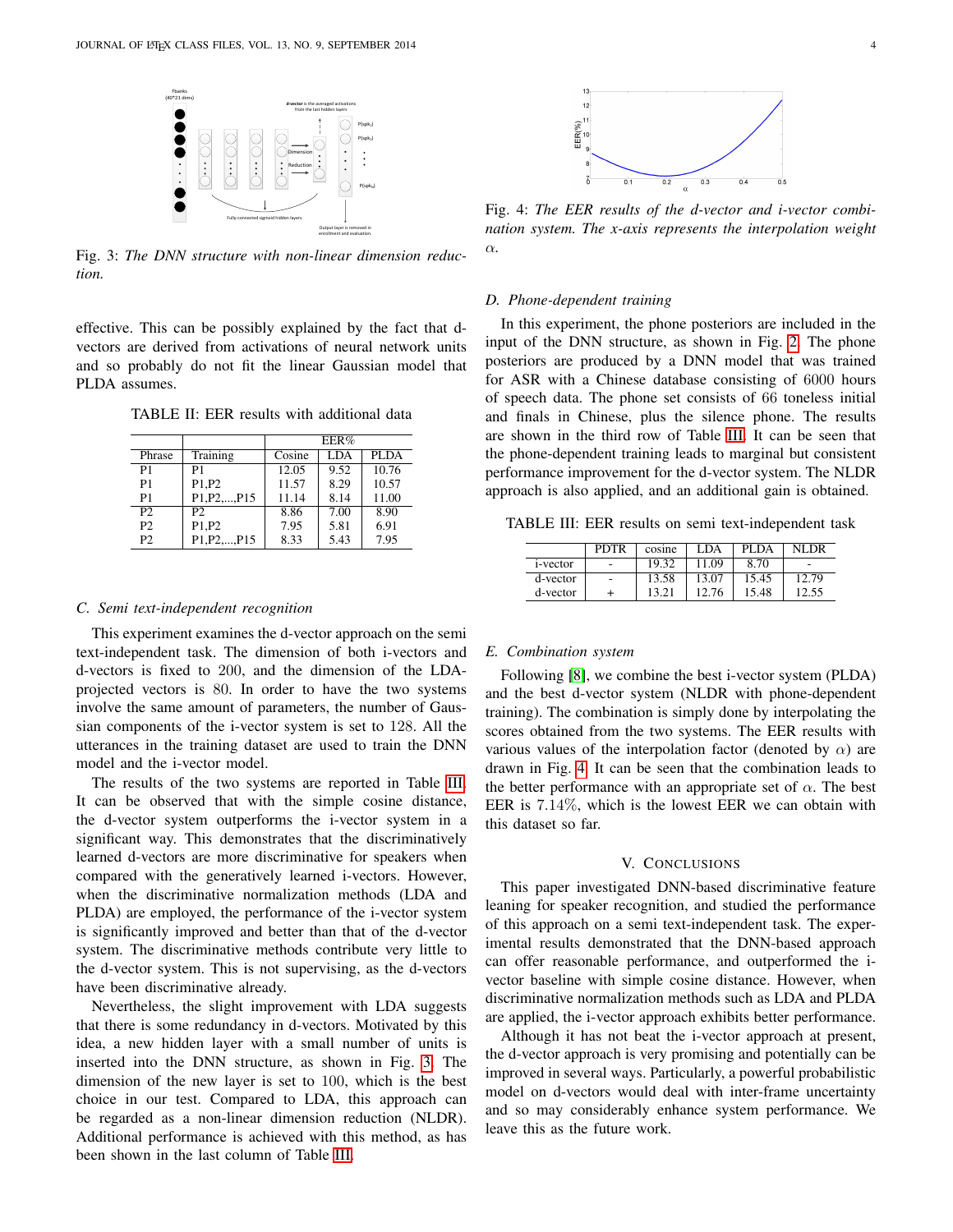Fig. 3: *The DNN structure with non-linear dimension reduction.*

effective. This can be possibly explained by the fact that d-vectors are derived from activations of neural network units and so probably do not fit the linear Gaussian model that PLDA assumes.

TABLE II: EER results with additional data

| | | EER% | | |
|---|---|---|---|---|
| Phrase | Training | Cosine | LDA | PLDA |
| P1 | P1 | 12.05 | 9.52 | 10.76 |
| P1 | P1,P2 | 11.57 | 8.29 | 10.57 |
| P1 | P1,P2,...,P15 | 11.14 | 8.14 | 11.00 |
| P2 | P2 | 8.86 | 7.00 | 8.90 |
| P2 | P1,P2 | 7.95 | 5.81 | 6.91 |
| P2 | P1,P2,...,P15 | 8.33 | 5.43 | 7.95 |

### C. Semi text-independent recognition

This experiment examines the d-vector approach on the semi text-independent task. The dimension of both i-vectors and d-vectors is fixed to 200, and the dimension of the LDA-projected vectors is 80. In order to have the two systems involve the same amount of parameters, the number of Gaussian components of the i-vector system is set to 128. All the utterances in the training dataset are used to train the DNN model and the i-vector model.

The results of the two systems are reported in Table III. It can be observed that with the simple cosine distance, the d-vector system outperforms the i-vector system in a significant way. This demonstrates that the discriminatively learned d-vectors are more discriminative for speakers when compared with the generatively learned i-vectors. However, when the discriminative normalization methods (LDA and PLDA) are employed, the performance of the i-vector system is significantly improved and better than that of the d-vector system. The discriminative methods contribute very little to the d-vector system. This is not supervising, as the d-vectors have been discriminative already.

Nevertheless, the slight improvement with LDA suggests that there is some redundancy in d-vectors. Motivated by this idea, a new hidden layer with a small number of units is inserted into the DNN structure, as shown in Fig. 3. The dimension of the new layer is set to 100, which is the best choice in our test. Compared to LDA, this approach can be regarded as a non-linear dimension reduction (NLDR). Additional performance is achieved with this method, as has been shown in the last column of Table III.

Fig. 4: *The EER results of the d-vector and i-vector combination system. The x-axis represents the interpolation weight $\alpha$.*

### D. Phone-dependent training

In this experiment, the phone posteriors are included in the input of the DNN structure, as shown in Fig. 2. The phone posteriors are produced by a DNN model that was trained for ASR with a Chinese database consisting of 6000 hours of speech data. The phone set consists of 66 toneless initial and finals in Chinese, plus the silence phone. The results are shown in the third row of Table III. It can be seen that the phone-dependent training leads to marginal but consistent performance improvement for the d-vector system. The NLDR approach is also applied, and an additional gain is obtained.

TABLE III: EER results on semi text-independent task

| | PDTR | cosine | LDA | PLDA | NLDR |
|---|---|---|---|---|---|
| i-vector | - | 19.32 | 11.09 | 8.70 | - |
| d-vector | - | 13.58 | 13.07 | 15.45 | 12.79 |
| d-vector | + | 13.21 | 12.76 | 15.48 | 12.55 |

### E. Combination system

Following [8], we combine the best i-vector system (PLDA) and the best d-vector system (NLDR with phone-dependent training). The combination is simply done by interpolating the scores obtained from the two systems. The EER results with various values of the interpolation factor (denoted by $\alpha$) are drawn in Fig. 4. It can be seen that the combination leads to the better performance with an appropriate set of $\alpha$. The best EER is 7.14%, which is the lowest EER we can obtain with this dataset so far.

## V. Conclusions

This paper investigated DNN-based discriminative feature leaning for speaker recognition, and studied the performance of this approach on a semi text-independent task. The experimental results demonstrated that the DNN-based approach can offer reasonable performance, and outperformed the i-vector baseline with simple cosine distance. However, when discriminative normalization methods such as LDA and PLDA are applied, the i-vector approach exhibits better performance.

Although it has not beat the i-vector approach at present, the d-vector approach is very promising and potentially can be improved in several ways. Particularly, a powerful probabilistic model on d-vectors would deal with inter-frame uncertainty and so may considerably enhance system performance. We leave this as the future work.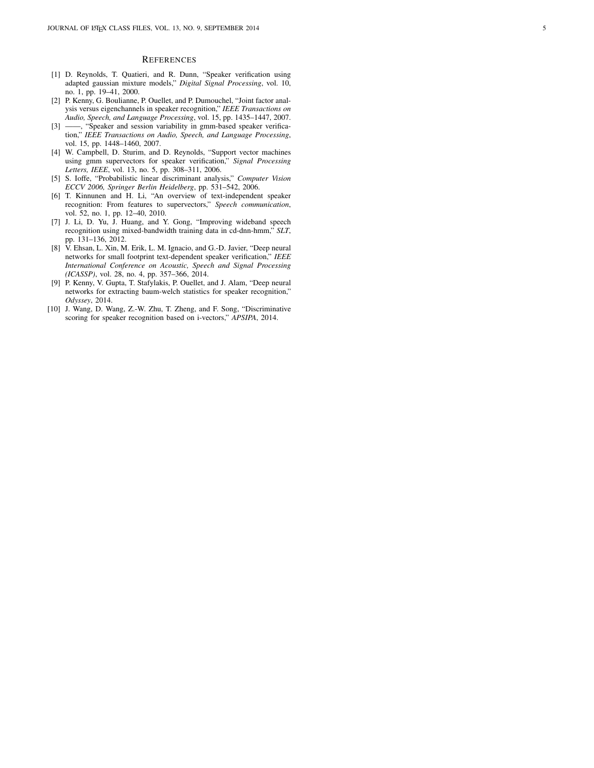## REFERENCES

[1] D. Reynolds, T. Quatieri, and R. Dunn, "Speaker verification using adapted gaussian mixture models," *Digital Signal Processing*, vol. 10, no. 1, pp. 19–41, 2000.

[2] P. Kenny, G. Boulianne, P. Ouellet, and P. Dumouchel, "Joint factor analysis versus eigenchannels in speaker recognition," *IEEE Transactions on Audio, Speech, and Language Processing*, vol. 15, pp. 1435–1447, 2007.

[3] ——, "Speaker and session variability in gmm-based speaker verification," *IEEE Transactions on Audio, Speech, and Language Processing*, vol. 15, pp. 1448–1460, 2007.

[4] W. Campbell, D. Sturim, and D. Reynolds, "Support vector machines using gmm supervectors for speaker verification," *Signal Processing Letters, IEEE*, vol. 13, no. 5, pp. 308–311, 2006.

[5] S. Ioffe, "Probabilistic linear discriminant analysis," *Computer Vision ECCV 2006, Springer Berlin Heidelberg*, pp. 531–542, 2006.

[6] T. Kinnunen and H. Li, "An overview of text-independent speaker recognition: From features to supervectors," *Speech communication*, vol. 52, no. 1, pp. 12–40, 2010.

[7] J. Li, D. Yu, J. Huang, and Y. Gong, "Improving wideband speech recognition using mixed-bandwidth training data in cd-dnn-hmm," *SLT*, pp. 131–136, 2012.

[8] V. Ehsan, L. Xin, M. Erik, L. M. Ignacio, and G.-D. Javier, "Deep neural networks for small footprint text-dependent speaker verification," *IEEE International Conference on Acoustic, Speech and Signal Processing (ICASSP)*, vol. 28, no. 4, pp. 357–366, 2014.

[9] P. Kenny, V. Gupta, T. Stafylakis, P. Ouellet, and J. Alam, "Deep neural networks for extracting baum-welch statistics for speaker recognition," *Odyssey*, 2014.

[10] J. Wang, D. Wang, Z.-W. Zhu, T. Zheng, and F. Song, "Discriminative scoring for speaker recognition based on i-vectors," *APSIPA*, 2014.